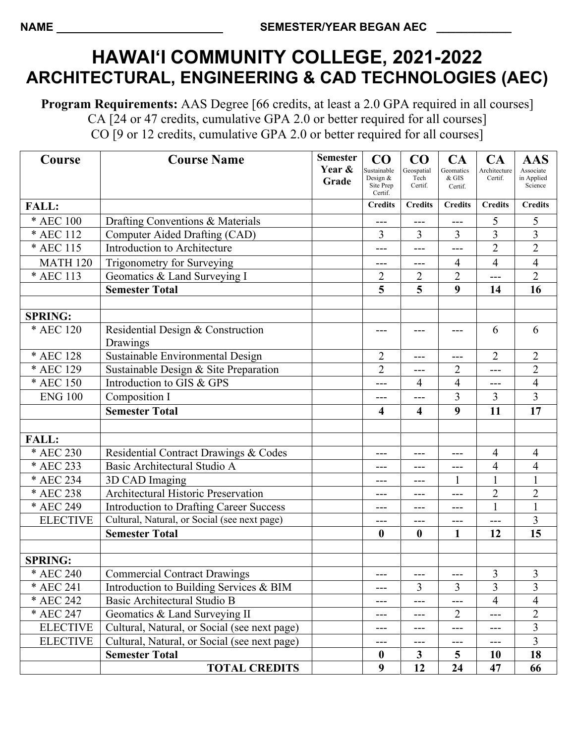NAME ___________________________ SEMESTER/YEAR BEGAN AEC ____________

# HAWAIʻI COMMUNITY COLLEGE, 2021-2022
## ARCHITECTURAL, ENGINEERING & CAD TECHNOLOGIES (AEC)

**Program Requirements:** AAS Degree [66 credits, at least a 2.0 GPA required in all courses]
CA [24 or 47 credits, cumulative GPA 2.0 or better required for all courses]
CO [9 or 12 credits, cumulative GPA 2.0 or better required for all courses]

| Course | Course Name | Semester Year & Grade | CO Sustainable Design & Site Prep Certif. | CO Geospatial Tech Certif. | CA Geomatics & GIS Certif. | CA Architecture Certif. | AAS Associate in Applied Science |
|---|---|---|---|---|---|---|---|
| **FALL:** | | | **Credits** | **Credits** | **Credits** | **Credits** | **Credits** |
| * AEC 100 | Drafting Conventions & Materials | | --- | --- | --- | 5 | 5 |
| * AEC 112 | Computer Aided Drafting (CAD) | | 3 | 3 | 3 | 3 | 3 |
| * AEC 115 | Introduction to Architecture | | --- | --- | --- | 2 | 2 |
| MATH 120 | Trigonometry for Surveying | | --- | --- | 4 | 4 | 4 |
| * AEC 113 | Geomatics & Land Surveying I | | 2 | 2 | 2 | --- | 2 |
| | **Semester Total** | | **5** | **5** | **9** | **14** | **16** |
| | | | | | | | |
| **SPRING:** | | | | | | | |
| * AEC 120 | Residential Design & Construction Drawings | | --- | --- | --- | 6 | 6 |
| * AEC 128 | Sustainable Environmental Design | | 2 | --- | --- | 2 | 2 |
| * AEC 129 | Sustainable Design & Site Preparation | | 2 | --- | 2 | --- | 2 |
| * AEC 150 | Introduction to GIS & GPS | | --- | 4 | 4 | --- | 4 |
| ENG 100 | Composition I | | --- | --- | 3 | 3 | 3 |
| | **Semester Total** | | **4** | **4** | **9** | **11** | **17** |
| | | | | | | | |
| **FALL:** | | | | | | | |
| * AEC 230 | Residential Contract Drawings & Codes | | --- | --- | --- | 4 | 4 |
| * AEC 233 | Basic Architectural Studio A | | --- | --- | --- | 4 | 4 |
| * AEC 234 | 3D CAD Imaging | | --- | --- | 1 | 1 | 1 |
| * AEC 238 | Architectural Historic Preservation | | --- | --- | --- | 2 | 2 |
| * AEC 249 | Introduction to Drafting Career Success | | --- | --- | --- | 1 | 1 |
| ELECTIVE | Cultural, Natural, or Social (see next page) | | --- | --- | --- | --- | 3 |
| | **Semester Total** | | **0** | **0** | **1** | **12** | **15** |
| | | | | | | | |
| **SPRING:** | | | | | | | |
| * AEC 240 | Commercial Contract Drawings | | --- | --- | --- | 3 | 3 |
| * AEC 241 | Introduction to Building Services & BIM | | --- | 3 | 3 | 3 | 3 |
| * AEC 242 | Basic Architectural Studio B | | --- | --- | --- | 4 | 4 |
| * AEC 247 | Geomatics & Land Surveying II | | --- | --- | 2 | --- | 2 |
| ELECTIVE | Cultural, Natural, or Social (see next page) | | --- | --- | --- | --- | 3 |
| ELECTIVE | Cultural, Natural, or Social (see next page) | | --- | --- | --- | --- | 3 |
| | **Semester Total** | | **0** | **3** | **5** | **10** | **18** |
| | **TOTAL CREDITS** | | **9** | **12** | **24** | **47** | **66** |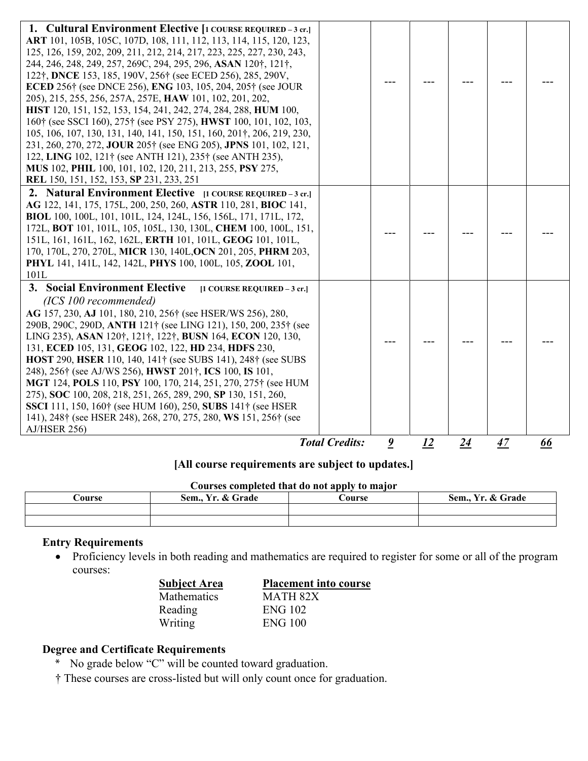| | | | | | |
|---|---|---|---|---|---|
| **1. Cultural Environment Elective** [1 COURSE REQUIRED – 3 cr.] **ART** 101, 105B, 105C, 107D, 108, 111, 112, 113, 114, 115, 120, 123, 125, 126, 159, 202, 209, 211, 212, 214, 217, 223, 225, 227, 230, 243, 244, 246, 248, 249, 257, 269C, 294, 295, 296, **ASAN** 120†, 121†, 122†, **DNCE** 153, 185, 190V, 256† (see ECED 256), 285, 290V, **ECED** 256† (see DNCE 256), **ENG** 103, 105, 204, 205† (see JOUR 205), 215, 255, 256, 257A, 257E, **HAW** 101, 102, 201, 202, **HIST** 120, 151, 152, 153, 154, 241, 242, 274, 284, 288, **HUM** 100, 160† (see SSCI 160), 275† (see PSY 275), **HWST** 100, 101, 102, 103, 105, 106, 107, 130, 131, 140, 141, 150, 151, 160, 201†, 206, 219, 230, 231, 260, 270, 272, **JOUR** 205† (see ENG 205), **JPNS** 101, 102, 121, 122, **LING** 102, 121† (see ANTH 121), 235† (see ANTH 235), **MUS** 102, **PHIL** 100, 101, 102, 120, 211, 213, 255, **PSY** 275, **REL** 150, 151, 152, 153, **SP** 231, 233, 251 | --- | --- | --- | --- | --- |
| **2. Natural Environment Elective** [1 COURSE REQUIRED – 3 cr.] **AG** 122, 141, 175, 175L, 200, 250, 260, **ASTR** 110, 281, **BIOC** 141, **BIOL** 100, 100L, 101, 101L, 124, 124L, 156, 156L, 171, 171L, 172, 172L, **BOT** 101, 101L, 105, 105L, 130, 130L, **CHEM** 100, 100L, 151, 151L, 161, 161L, 162, 162L, **ERTH** 101, 101L, **GEOG** 101, 101L, 170, 170L, 270, 270L, **MICR** 130, 140L,**OCN** 201, 205, **PHRM** 203, **PHYL** 141, 141L, 142, 142L, **PHYS** 100, 100L, 105, **ZOOL** 101, 101L | --- | --- | --- | --- | --- |
| **3. Social Environment Elective** [1 COURSE REQUIRED – 3 cr.] *(ICS 100 recommended)* **AG** 157, 230, **AJ** 101, 180, 210, 256† (see HSER/WS 256), 280, 290B, 290C, 290D, **ANTH** 121† (see LING 121), 150, 200, 235† (see LING 235), **ASAN** 120†, 121†, 122†, **BUSN** 164, **ECON** 120, 130, 131, **ECED** 105, 131, **GEOG** 102, 122, **HD** 234, **HDFS** 230, **HOST** 290, **HSER** 110, 140, 141† (see SUBS 141), 248† (see SUBS 248), 256† (see AJ/WS 256), **HWST** 201†, **ICS** 100, **IS** 101, **MGT** 124, **POLS** 110, **PSY** 100, 170, 214, 251, 270, 275† (see HUM 275), **SOC** 100, 208, 218, 251, 265, 289, 290, **SP** 130, 151, 260, **SSCI** 111, 150, 160† (see HUM 160), 250, **SUBS** 141† (see HSER 141), 248† (see HSER 248), 268, 270, 275, 280, **WS** 151, 256† (see AJ/HSER 256) | --- | --- | --- | --- | --- |
| ***Total Credits:*** | ***9*** | ***12*** | ***24*** | ***47*** | ***66*** |

**[All course requirements are subject to updates.]**

**Courses completed that do not apply to major**

| Course | Sem., Yr. & Grade | Course | Sem., Yr. & Grade |
|---|---|---|---|
| | | | |
| | | | |

### Entry Requirements

- Proficiency levels in both reading and mathematics are required to register for some or all of the program courses:

| Subject Area | Placement into course |
|---|---|
| Mathematics | MATH 82X |
| Reading | ENG 102 |
| Writing | ENG 100 |

### Degree and Certificate Requirements

\* No grade below "C" will be counted toward graduation.

† These courses are cross-listed but will only count once for graduation.